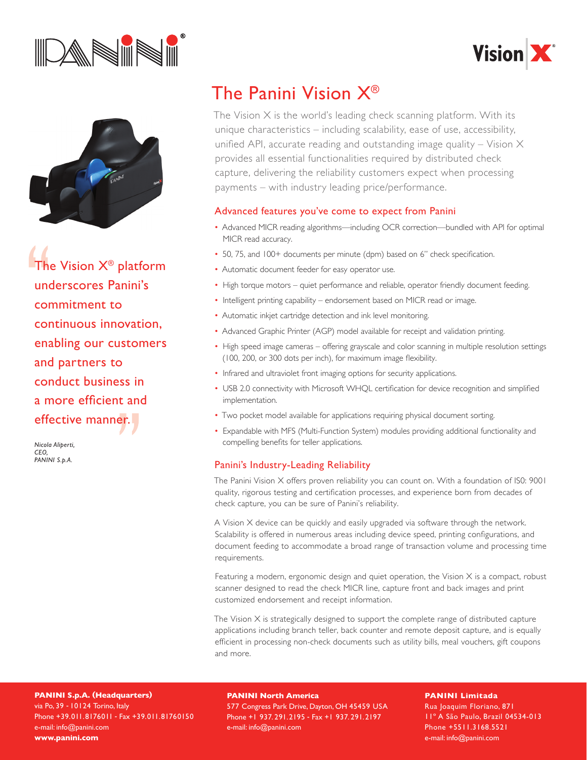# The Panini Vision X®

The Vision X is the world's leading check scanning platform. With its unique characteristics – including scalability, ease of use, accessibility, unified API, accurate reading and outstanding image quality – Vision X provides all essential functionalities required by distributed check capture, delivering the reliability customers expect when processing payments – with industry leading price/performance.

> "The Vision X® platform underscores Panini's commitment to continuous innovation, enabling our customers and partners to conduct business in a more efficient and effective manner."
>
> *Nicola Aliperti, CEO, PANINI S.p.A.*

## Advanced features you've come to expect from Panini

- Advanced MICR reading algorithms—including OCR correction—bundled with API for optimal MICR read accuracy.
- 50, 75, and 100+ documents per minute (dpm) based on 6" check specification.
- Automatic document feeder for easy operator use.
- High torque motors – quiet performance and reliable, operator friendly document feeding.
- Intelligent printing capability – endorsement based on MICR read or image.
- Automatic inkjet cartridge detection and ink level monitoring.
- Advanced Graphic Printer (AGP) model available for receipt and validation printing.
- High speed image cameras – offering grayscale and color scanning in multiple resolution settings (100, 200, or 300 dots per inch), for maximum image flexibility.
- Infrared and ultraviolet front imaging options for security applications.
- USB 2.0 connectivity with Microsoft WHQL certification for device recognition and simplified implementation.
- Two pocket model available for applications requiring physical document sorting.
- Expandable with MFS (Multi-Function System) modules providing additional functionality and compelling benefits for teller applications.

## Panini's Industry-Leading Reliability

The Panini Vision X offers proven reliability you can count on. With a foundation of IS0: 9001 quality, rigorous testing and certification processes, and experience born from decades of check capture, you can be sure of Panini's reliability.

A Vision X device can be quickly and easily upgraded via software through the network. Scalability is offered in numerous areas including device speed, printing configurations, and document feeding to accommodate a broad range of transaction volume and processing time requirements.

Featuring a modern, ergonomic design and quiet operation, the Vision X is a compact, robust scanner designed to read the check MICR line, capture front and back images and print customized endorsement and receipt information.

The Vision X is strategically designed to support the complete range of distributed capture applications including branch teller, back counter and remote deposit capture, and is equally efficient in processing non-check documents such as utility bills, meal vouchers, gift coupons and more.

**PANINI S.p.A. (Headquarters)**
via Po, 39 - 10124 Torino, Italy
Phone +39.011.8176011 - Fax +39.011.81760150
e-mail: info@panini.com
**www.panini.com**

**PANINI North America**
577 Congress Park Drive, Dayton, OH 45459 USA
Phone +1 937.291.2195 - Fax +1 937.291.2197
e-mail: info@panini.com

**PANINI Limitada**
Rua Joaquim Floriano, 871
11° A São Paulo, Brazil 04534-013
Phone +5511.3168.5521
e-mail: info@panini.com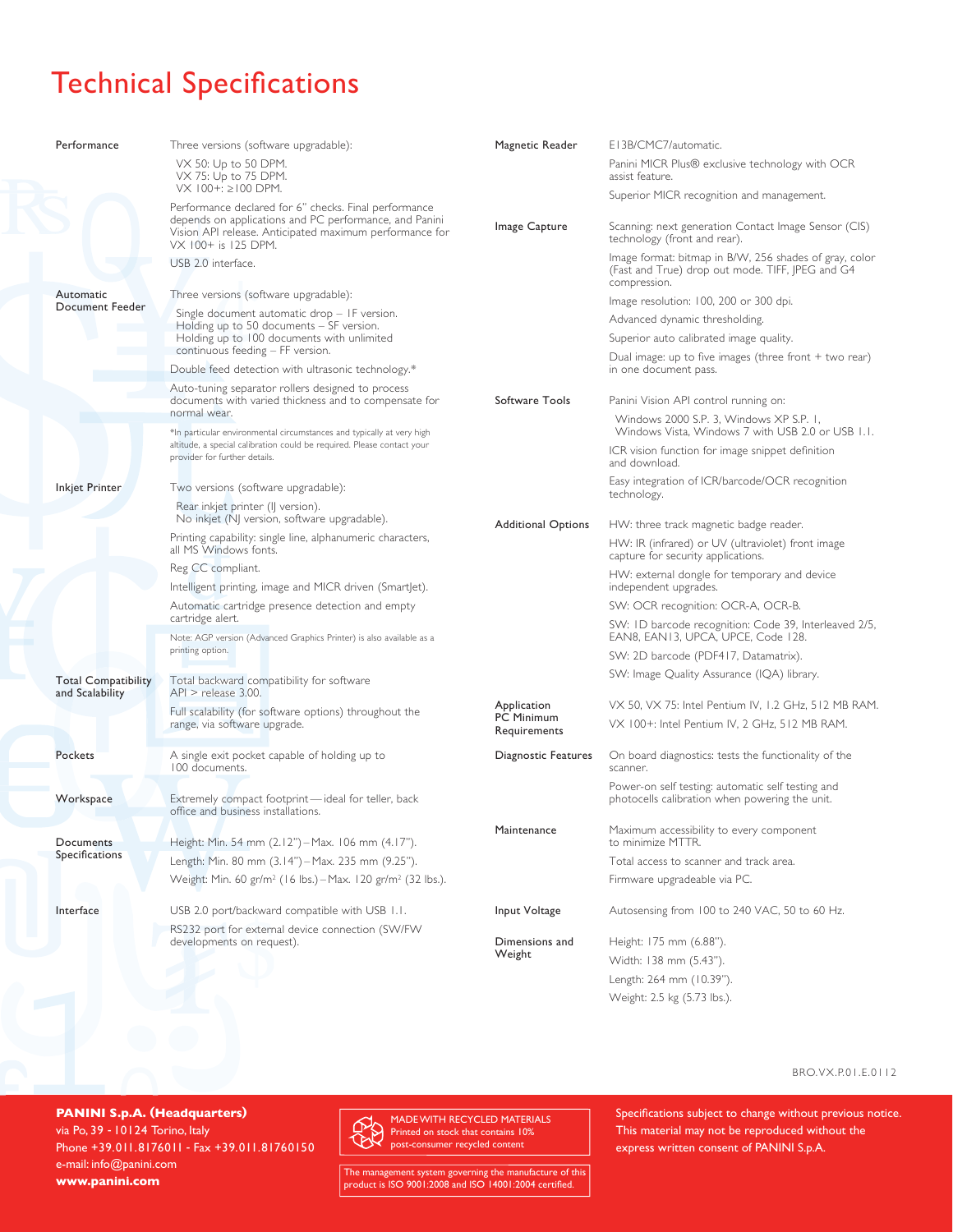# Technical Specifications

| | |
|---|---|
| Performance | Three versions (software upgradable):<br>VX 50: Up to 50 DPM.<br>VX 75: Up to 75 DPM.<br>VX 100+: ≥100 DPM.<br>Performance declared for 6" checks. Final performance depends on applications and PC performance, and Panini Vision API release. Anticipated maximum performance for VX 100+ is 125 DPM.<br>USB 2.0 interface. |
| Automatic Document Feeder | Three versions (software upgradable):<br>Single document automatic drop – 1F version.<br>Holding up to 50 documents – SF version.<br>Holding up to 100 documents with unlimited continuous feeding – FF version.<br>Double feed detection with ultrasonic technology.*<br>Auto-tuning separator rollers designed to process documents with varied thickness and to compensate for normal wear.<br>*In particular environmental circumstances and typically at very high altitude, a special calibration could be required. Please contact your provider for further details. |
| Inkjet Printer | Two versions (software upgradable):<br>Rear inkjet printer (IJ version).<br>No inkjet (NJ version, software upgradable).<br>Printing capability: single line, alphanumeric characters, all MS Windows fonts.<br>Reg CC compliant.<br>Intelligent printing, image and MICR driven (SmartJet).<br>Automatic cartridge presence detection and empty cartridge alert.<br>Note: AGP version (Advanced Graphics Printer) is also available as a printing option. |
| Total Compatibility and Scalability | Total backward compatibility for software API > release 3.00.<br>Full scalability (for software options) throughout the range, via software upgrade. |
| Pockets | A single exit pocket capable of holding up to 100 documents. |
| Workspace | Extremely compact footprint — ideal for teller, back office and business installations. |
| Documents Specifications | Height: Min. 54 mm (2.12") – Max. 106 mm (4.17").<br>Length: Min. 80 mm (3.14") – Max. 235 mm (9.25").<br>Weight: Min. 60 gr/m² (16 lbs.) – Max. 120 gr/m² (32 lbs.). |
| Interface | USB 2.0 port/backward compatible with USB 1.1.<br>RS232 port for external device connection (SW/FW developments on request). |
| Magnetic Reader | E13B/CMC7/automatic.<br>Panini MICR Plus® exclusive technology with OCR assist feature.<br>Superior MICR recognition and management. |
| Image Capture | Scanning: next generation Contact Image Sensor (CIS) technology (front and rear).<br>Image format: bitmap in B/W, 256 shades of gray, color (Fast and True) drop out mode. TIFF, JPEG and G4 compression.<br>Image resolution: 100, 200 or 300 dpi.<br>Advanced dynamic thresholding.<br>Superior auto calibrated image quality.<br>Dual image: up to five images (three front + two rear) in one document pass. |
| Software Tools | Panini Vision API control running on:<br>Windows 2000 S.P. 3, Windows XP S.P. 1, Windows Vista, Windows 7 with USB 2.0 or USB 1.1.<br>ICR vision function for image snippet definition and download.<br>Easy integration of ICR/barcode/OCR recognition technology. |
| Additional Options | HW: three track magnetic badge reader.<br>HW: IR (infrared) or UV (ultraviolet) front image capture for security applications.<br>HW: external dongle for temporary and device independent upgrades.<br>SW: OCR recognition: OCR-A, OCR-B.<br>SW: 1D barcode recognition: Code 39, Interleaved 2/5, EAN8, EAN13, UPCA, UPCE, Code 128.<br>SW: 2D barcode (PDF417, Datamatrix).<br>SW: Image Quality Assurance (IQA) library. |
| Application PC Minimum Requirements | VX 50, VX 75: Intel Pentium IV, 1.2 GHz, 512 MB RAM.<br>VX 100+: Intel Pentium IV, 2 GHz, 512 MB RAM. |
| Diagnostic Features | On board diagnostics: tests the functionality of the scanner.<br>Power-on self testing: automatic self testing and photocells calibration when powering the unit. |
| Maintenance | Maximum accessibility to every component to minimize MTTR.<br>Total access to scanner and track area.<br>Firmware upgradeable via PC. |
| Input Voltage | Autosensing from 100 to 240 VAC, 50 to 60 Hz. |
| Dimensions and Weight | Height: 175 mm (6.88").<br>Width: 138 mm (5.43").<br>Length: 264 mm (10.39").<br>Weight: 2.5 kg (5.73 lbs.). |

BRO.VX.P.01.E.0112

**PANINI S.p.A. (Headquarters)**
via Po, 39 - 10124 Torino, Italy
Phone +39.011.8176011 - Fax +39.011.81760150
e-mail: info@panini.com
**www.panini.com**

MADE WITH RECYCLED MATERIALS
Printed on stock that contains 10% post-consumer recycled content

The management system governing the manufacture of this product is ISO 9001:2008 and ISO 14001:2004 certified.

Specifications subject to change without previous notice. This material may not be reproduced without the express written consent of PANINI S.p.A.